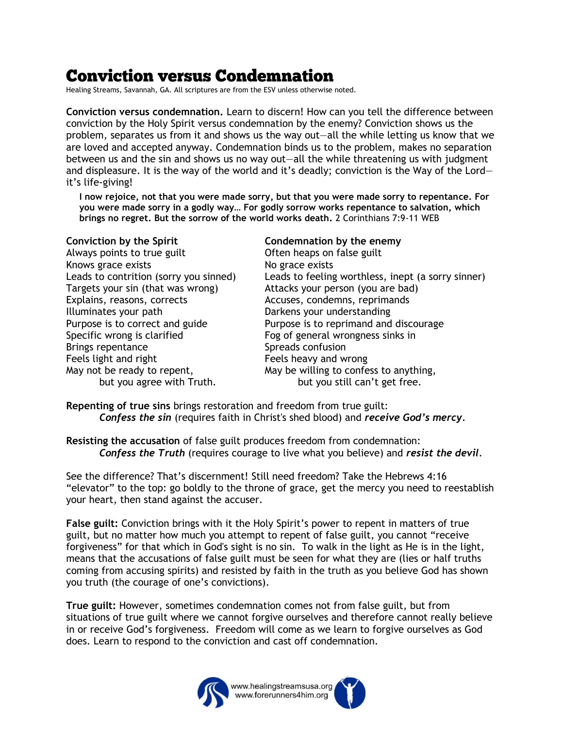# Conviction versus Condemnation

Healing Streams, Savannah, GA. All scriptures are from the ESV unless otherwise noted.

**Conviction versus condemnation.** Learn to discern! How can you tell the difference between conviction by the Holy Spirit versus condemnation by the enemy? Conviction shows us the problem, separates us from it and shows us the way out—all the while letting us know that we are loved and accepted anyway. Condemnation binds us to the problem, makes no separation between us and the sin and shows us no way out—all the while threatening us with judgment and displeasure. It is the way of the world and it's deadly; conviction is the Way of the Lord—it's life-giving!

> **I now rejoice, not that you were made sorry, but that you were made sorry to repentance. For you were made sorry in a godly way… For godly sorrow works repentance to salvation, which brings no regret. But the sorrow of the world works death.** 2 Corinthians 7:9-11 WEB

| Conviction by the Spirit | Condemnation by the enemy |
|---|---|
| Always points to true guilt | Often heaps on false guilt |
| Knows grace exists | No grace exists |
| Leads to contrition (sorry you sinned) | Leads to feeling worthless, inept (a sorry sinner) |
| Targets your sin (that was wrong) | Attacks your person (you are bad) |
| Explains, reasons, corrects | Accuses, condemns, reprimands |
| Illuminates your path | Darkens your understanding |
| Purpose is to correct and guide | Purpose is to reprimand and discourage |
| Specific wrong is clarified | Fog of general wrongness sinks in |
| Brings repentance | Spreads confusion |
| Feels light and right | Feels heavy and wrong |
| May not be ready to repent, but you agree with Truth. | May be willing to confess to anything, but you still can't get free. |

**Repenting of true sins** brings restoration and freedom from true guilt:
*Confess the sin* (requires faith in Christ's shed blood) and ***receive God's mercy***.

**Resisting the accusation** of false guilt produces freedom from condemnation:
*Confess the Truth* (requires courage to live what you believe) and ***resist the devil***.

See the difference? That's discernment! Still need freedom? Take the Hebrews 4:16 "elevator" to the top: go boldly to the throne of grace, get the mercy you need to reestablish your heart, then stand against the accuser.

**False guilt:** Conviction brings with it the Holy Spirit's power to repent in matters of true guilt, but no matter how much you attempt to repent of false guilt, you cannot "receive forgiveness" for that which in God's sight is no sin. To walk in the light as He is in the light, means that the accusations of false guilt must be seen for what they are (lies or half truths coming from accusing spirits) and resisted by faith in the truth as you believe God has shown you truth (the courage of one's convictions).

**True guilt:** However, sometimes condemnation comes not from false guilt, but from situations of true guilt where we cannot forgive ourselves and therefore cannot really believe in or receive God's forgiveness. Freedom will come as we learn to forgive ourselves as God does. Learn to respond to the conviction and cast off condemnation.

www.healingstreamsusa.org
www.forerunners4him.org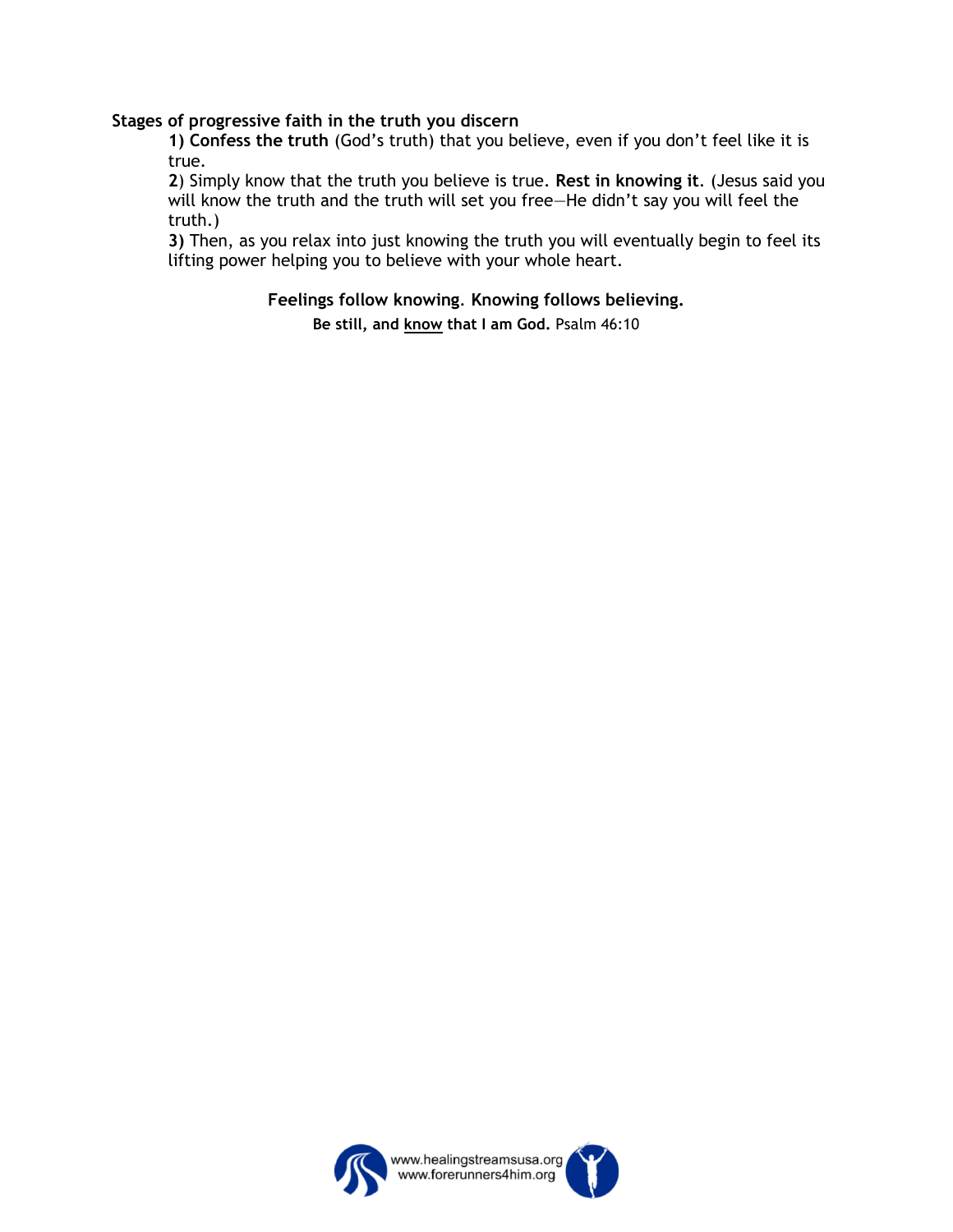**Stages of progressive faith in the truth you discern**

**1) Confess the truth** (God's truth) that you believe, even if you don't feel like it is true.

**2**) Simply know that the truth you believe is true. **Rest in knowing it**. (Jesus said you will know the truth and the truth will set you free—He didn't say you will feel the truth.)

**3)** Then, as you relax into just knowing the truth you will eventually begin to feel its lifting power helping you to believe with your whole heart.

**Feelings follow knowing. Knowing follows believing.**

**Be still, and <u>know</u> that I am God.** Psalm 46:10